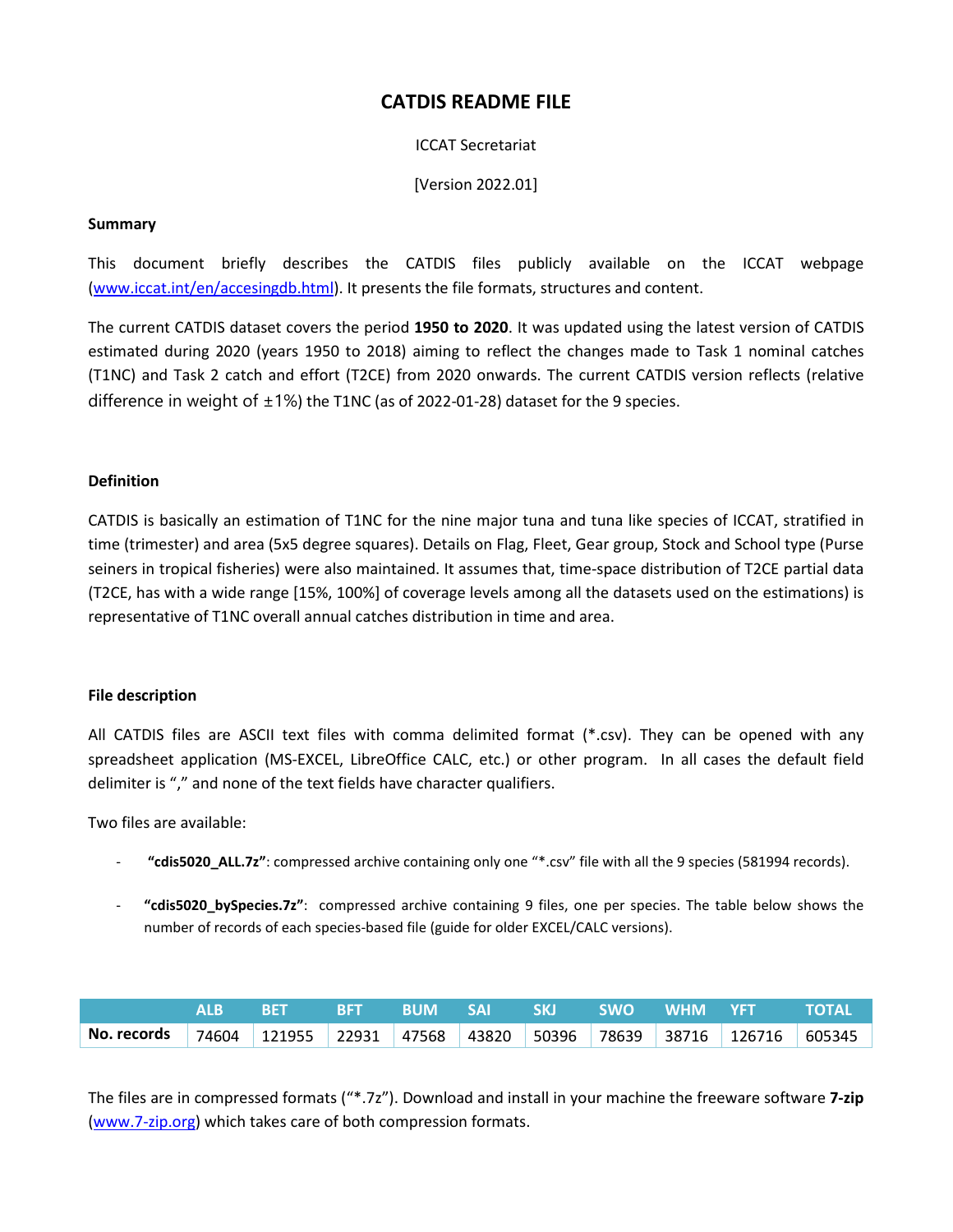# CATDIS README FILE

ICCAT Secretariat

[Version 2022.01]

### Summary

This document briefly describes the CATDIS files publicly available on the ICCAT webpage (www.iccat.int/en/accesingdb.html). It presents the file formats, structures and content.

The current CATDIS dataset covers the period **1950 to 2020**. It was updated using the latest version of CATDIS estimated during 2020 (years 1950 to 2018) aiming to reflect the changes made to Task 1 nominal catches (T1NC) and Task 2 catch and effort (T2CE) from 2020 onwards. The current CATDIS version reflects (relative difference in weight of ±1%) the T1NC (as of 2022-01-28) dataset for the 9 species.

### Definition

CATDIS is basically an estimation of T1NC for the nine major tuna and tuna like species of ICCAT, stratified in time (trimester) and area (5x5 degree squares). Details on Flag, Fleet, Gear group, Stock and School type (Purse seiners in tropical fisheries) were also maintained. It assumes that, time-space distribution of T2CE partial data (T2CE, has with a wide range [15%, 100%] of coverage levels among all the datasets used on the estimations) is representative of T1NC overall annual catches distribution in time and area.

### File description

All CATDIS files are ASCII text files with comma delimited format (*.csv). They can be opened with any spreadsheet application (MS-EXCEL, LibreOffice CALC, etc.) or other program. In all cases the default field delimiter is "," and none of the text fields have character qualifiers.

Two files are available:

- **"cdis5020_ALL.7z"**: compressed archive containing only one "*.csv" file with all the 9 species (581994 records).
- **"cdis5020_bySpecies.7z"**: compressed archive containing 9 files, one per species. The table below shows the number of records of each species-based file (guide for older EXCEL/CALC versions).

| | ALB | BET | BFT | BUM | SAI | SKJ | SWO | WHM | YFT | TOTAL |
|---|---|---|---|---|---|---|---|---|---|---|
| **No. records** | 74604 | 121955 | 22931 | 47568 | 43820 | 50396 | 78639 | 38716 | 126716 | 605345 |

The files are in compressed formats ("*.7z"). Download and install in your machine the freeware software **7-zip** (www.7-zip.org) which takes care of both compression formats.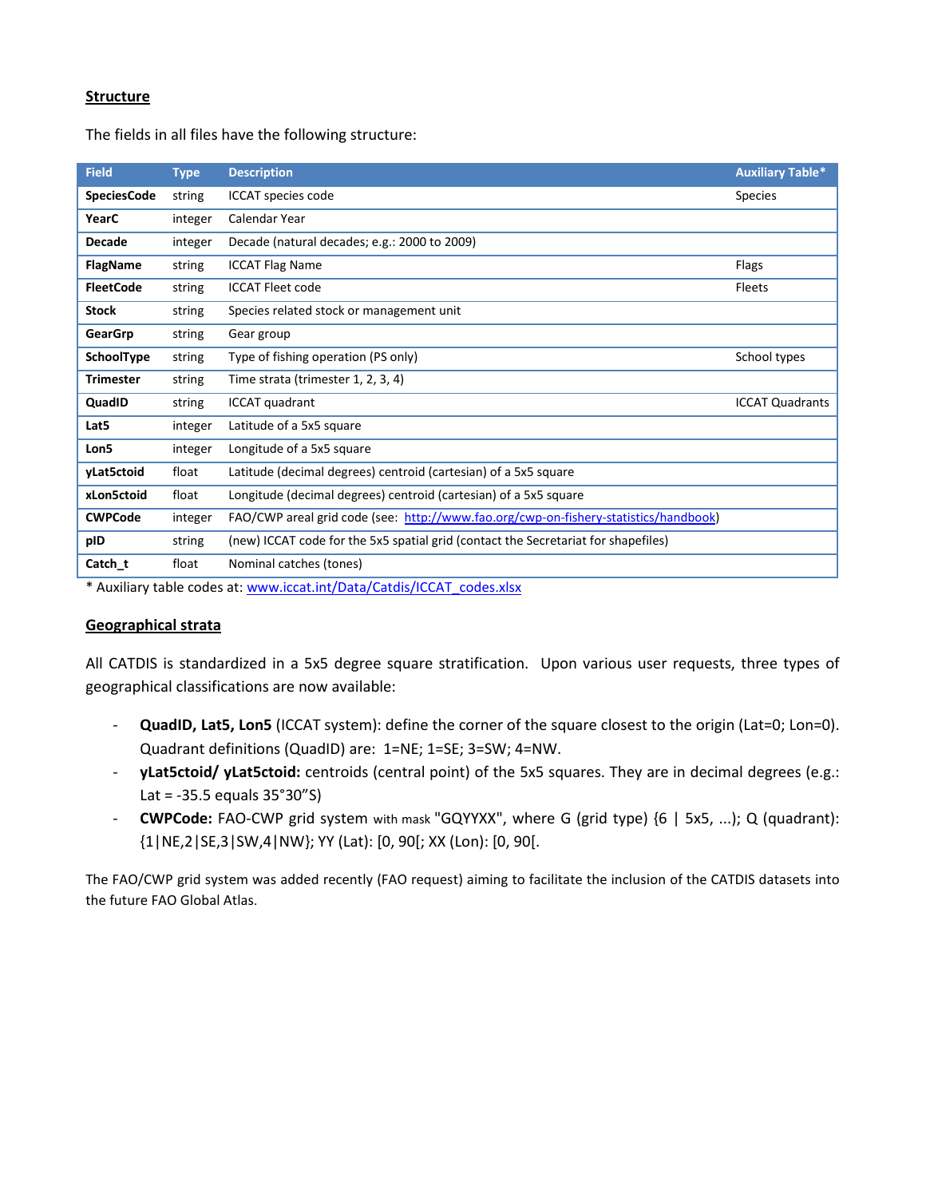**Structure**

The fields in all files have the following structure:

| Field | Type | Description | Auxiliary Table* |
|---|---|---|---|
| **SpeciesCode** | string | ICCAT species code | Species |
| **YearC** | integer | Calendar Year | |
| **Decade** | integer | Decade (natural decades; e.g.: 2000 to 2009) | |
| **FlagName** | string | ICCAT Flag Name | Flags |
| **FleetCode** | string | ICCAT Fleet code | Fleets |
| **Stock** | string | Species related stock or management unit | |
| **GearGrp** | string | Gear group | |
| **SchoolType** | string | Type of fishing operation (PS only) | School types |
| **Trimester** | string | Time strata (trimester 1, 2, 3, 4) | |
| **QuadID** | string | ICCAT quadrant | ICCAT Quadrants |
| **Lat5** | integer | Latitude of a 5x5 square | |
| **Lon5** | integer | Longitude of a 5x5 square | |
| **yLat5ctoid** | float | Latitude (decimal degrees) centroid (cartesian) of a 5x5 square | |
| **xLon5ctoid** | float | Longitude (decimal degrees) centroid (cartesian) of a 5x5 square | |
| **CWPCode** | integer | FAO/CWP areal grid code (see: http://www.fao.org/cwp-on-fishery-statistics/handbook) | |
| **pID** | string | (new) ICCAT code for the 5x5 spatial grid (contact the Secretariat for shapefiles) | |
| **Catch_t** | float | Nominal catches (tones) | |

* Auxiliary table codes at: www.iccat.int/Data/Catdis/ICCAT_codes.xlsx

**Geographical strata**

All CATDIS is standardized in a 5x5 degree square stratification. Upon various user requests, three types of geographical classifications are now available:

- **QuadID, Lat5, Lon5** (ICCAT system): define the corner of the square closest to the origin (Lat=0; Lon=0). Quadrant definitions (QuadID) are: 1=NE; 1=SE; 3=SW; 4=NW.
- **yLat5ctoid/ yLat5ctoid:** centroids (central point) of the 5x5 squares. They are in decimal degrees (e.g.: Lat = -35.5 equals 35°30"S)
- **CWPCode:** FAO-CWP grid system with mask "GQYYXX", where G (grid type) {6 | 5x5, ...}; Q (quadrant): {1|NE,2|SE,3|SW,4|NW}; YY (Lat): [0, 90[; XX (Lon): [0, 90[.

The FAO/CWP grid system was added recently (FAO request) aiming to facilitate the inclusion of the CATDIS datasets into the future FAO Global Atlas.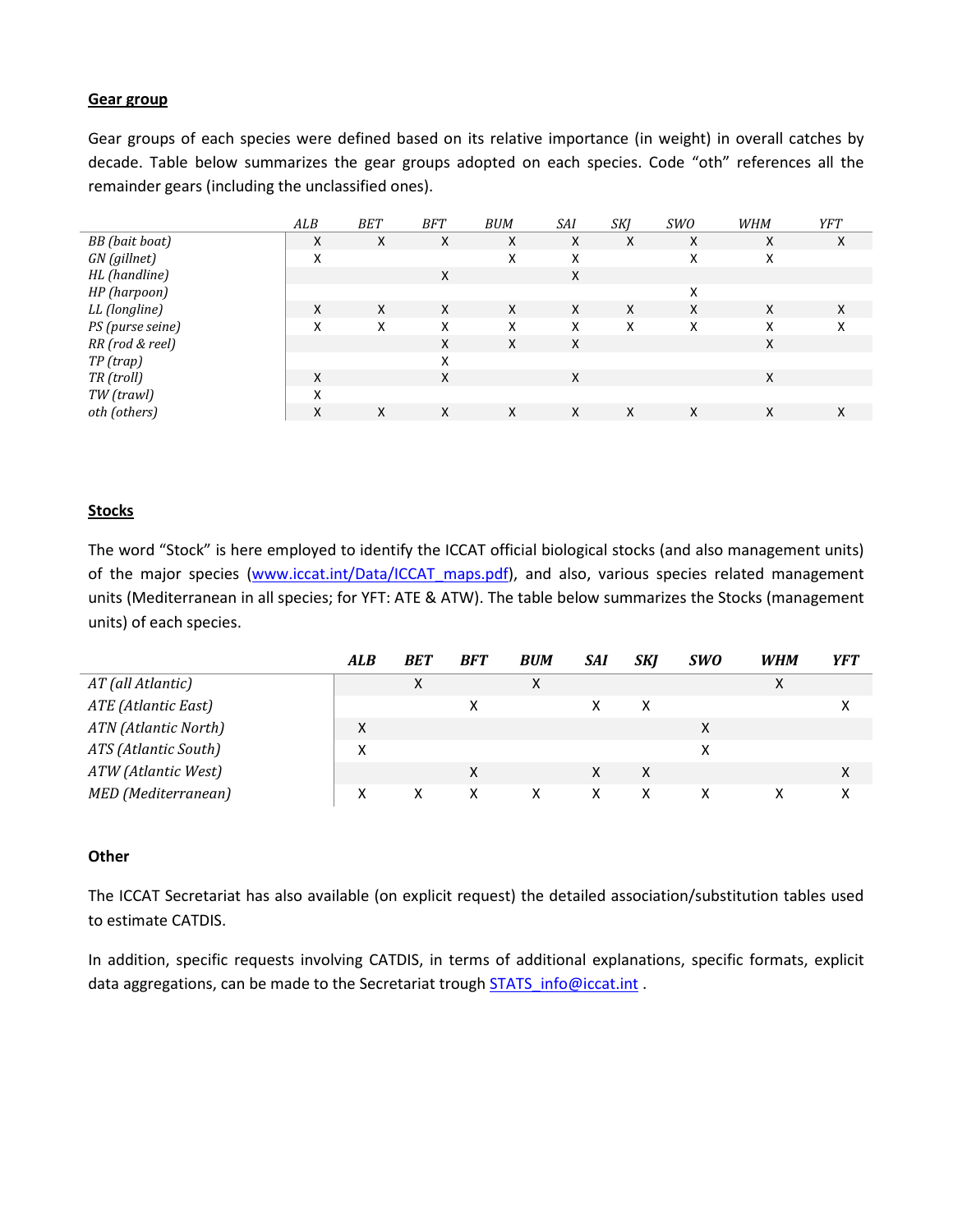**Gear group**

Gear groups of each species were defined based on its relative importance (in weight) in overall catches by decade. Table below summarizes the gear groups adopted on each species. Code "oth" references all the remainder gears (including the unclassified ones).

| | *ALB* | *BET* | *BFT* | *BUM* | *SAI* | *SKJ* | *SWO* | *WHM* | *YFT* |
|---|---|---|---|---|---|---|---|---|---|
| *BB (bait boat)* | X | X | X | X | X | X | X | X | X |
| *GN (gillnet)* | X | | | X | X | | X | X | |
| *HL (handline)* | | | X | | X | | | | |
| *HP (harpoon)* | | | | | | | X | | |
| *LL (longline)* | X | X | X | X | X | X | X | X | X |
| *PS (purse seine)* | X | X | X | X | X | X | X | X | X |
| *RR (rod & reel)* | | | X | X | X | | | X | |
| *TP (trap)* | | | X | | | | | | |
| *TR (troll)* | X | | X | | X | | | X | |
| *TW (trawl)* | X | | | | | | | | |
| *oth (others)* | X | X | X | X | X | X | X | X | X |

**Stocks**

The word "Stock" is here employed to identify the ICCAT official biological stocks (and also management units) of the major species (www.iccat.int/Data/ICCAT_maps.pdf), and also, various species related management units (Mediterranean in all species; for YFT: ATE & ATW). The table below summarizes the Stocks (management units) of each species.

| | ***ALB*** | ***BET*** | ***BFT*** | ***BUM*** | ***SAI*** | ***SKJ*** | ***SWO*** | ***WHM*** | ***YFT*** |
|---|---|---|---|---|---|---|---|---|---|
| *AT (all Atlantic)* | | X | | X | | | | X | |
| *ATE (Atlantic East)* | | | X | | X | X | | | X |
| *ATN (Atlantic North)* | X | | | | | | X | | |
| *ATS (Atlantic South)* | X | | | | | | X | | |
| *ATW (Atlantic West)* | | | X | | X | X | | | X |
| *MED (Mediterranean)* | X | X | X | X | X | X | X | X | X |

**Other**

The ICCAT Secretariat has also available (on explicit request) the detailed association/substitution tables used to estimate CATDIS.

In addition, specific requests involving CATDIS, in terms of additional explanations, specific formats, explicit data aggregations, can be made to the Secretariat trough STATS_info@iccat.int .